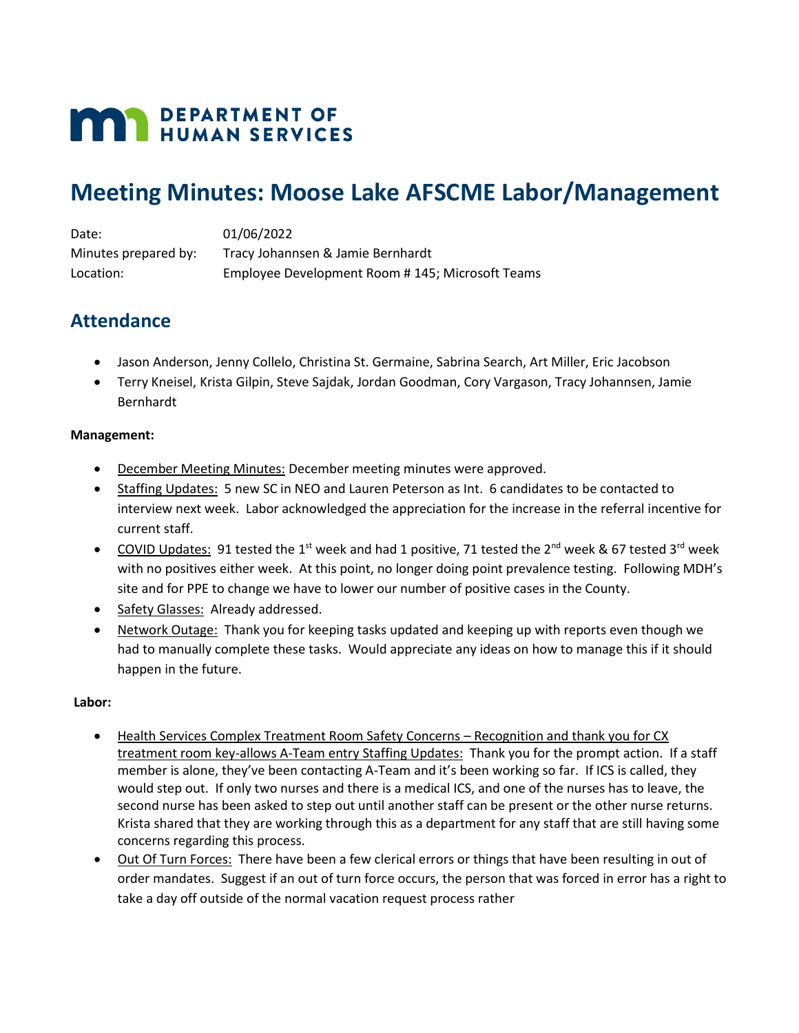DEPARTMENT OF HUMAN SERVICES

# Meeting Minutes: Moose Lake AFSCME Labor/Management

Date: 01/06/2022
Minutes prepared by: Tracy Johannsen & Jamie Bernhardt
Location: Employee Development Room # 145; Microsoft Teams

## Attendance

- Jason Anderson, Jenny Collelo, Christina St. Germaine, Sabrina Search, Art Miller, Eric Jacobson
- Terry Kneisel, Krista Gilpin, Steve Sajdak, Jordan Goodman, Cory Vargason, Tracy Johannsen, Jamie Bernhardt

**Management:**

- December Meeting Minutes: December meeting minutes were approved.
- Staffing Updates: 5 new SC in NEO and Lauren Peterson as Int. 6 candidates to be contacted to interview next week. Labor acknowledged the appreciation for the increase in the referral incentive for current staff.
- COVID Updates: 91 tested the 1st week and had 1 positive, 71 tested the 2nd week & 67 tested 3rd week with no positives either week. At this point, no longer doing point prevalence testing. Following MDH's site and for PPE to change we have to lower our number of positive cases in the County.
- Safety Glasses: Already addressed.
- Network Outage: Thank you for keeping tasks updated and keeping up with reports even though we had to manually complete these tasks. Would appreciate any ideas on how to manage this if it should happen in the future.

**Labor:**

- Health Services Complex Treatment Room Safety Concerns – Recognition and thank you for CX treatment room key-allows A-Team entry Staffing Updates: Thank you for the prompt action. If a staff member is alone, they've been contacting A-Team and it's been working so far. If ICS is called, they would step out. If only two nurses and there is a medical ICS, and one of the nurses has to leave, the second nurse has been asked to step out until another staff can be present or the other nurse returns. Krista shared that they are working through this as a department for any staff that are still having some concerns regarding this process.
- Out Of Turn Forces: There have been a few clerical errors or things that have been resulting in out of order mandates. Suggest if an out of turn force occurs, the person that was forced in error has a right to take a day off outside of the normal vacation request process rather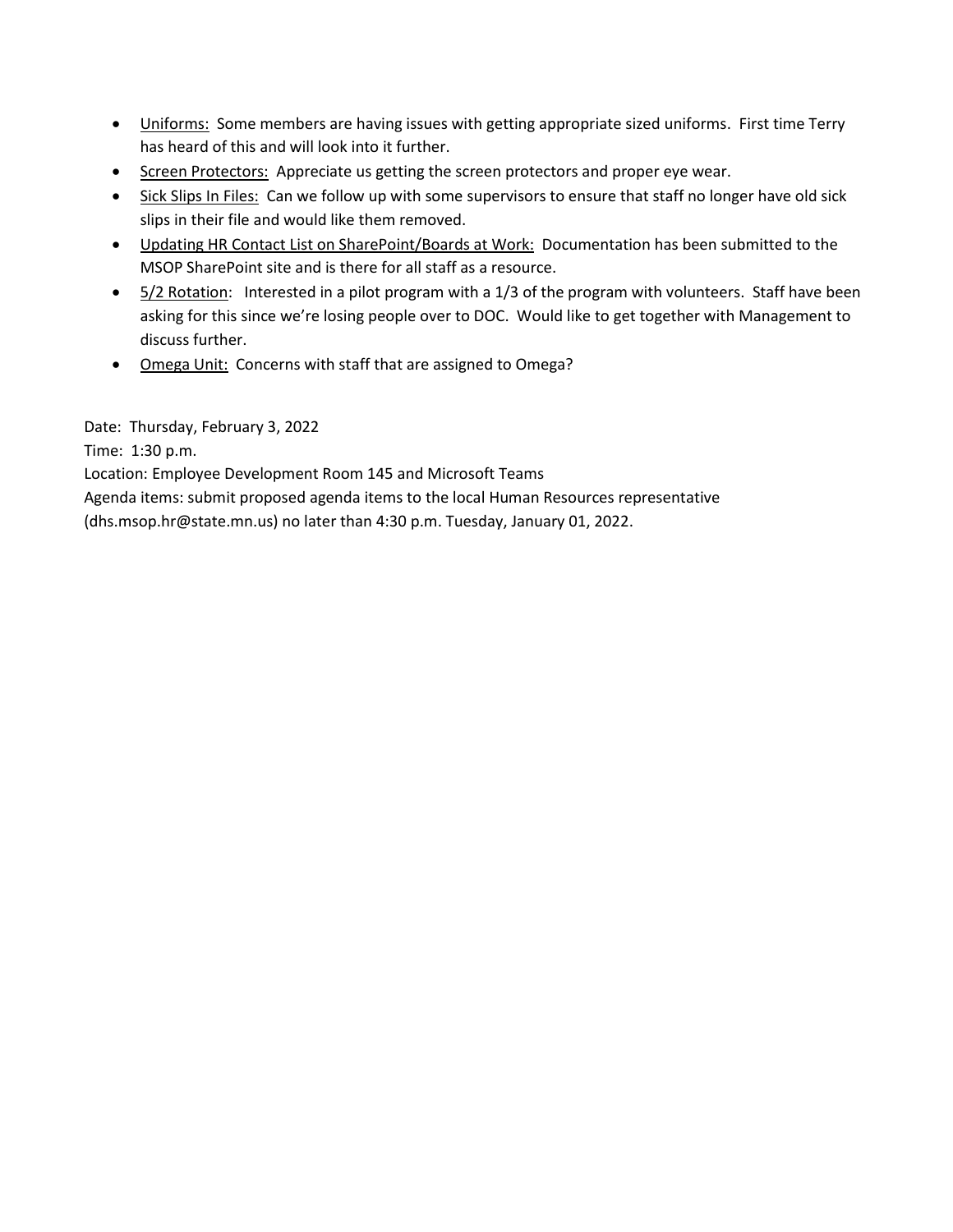- Uniforms: Some members are having issues with getting appropriate sized uniforms. First time Terry has heard of this and will look into it further.
- Screen Protectors: Appreciate us getting the screen protectors and proper eye wear.
- Sick Slips In Files: Can we follow up with some supervisors to ensure that staff no longer have old sick slips in their file and would like them removed.
- Updating HR Contact List on SharePoint/Boards at Work: Documentation has been submitted to the MSOP SharePoint site and is there for all staff as a resource.
- 5/2 Rotation: Interested in a pilot program with a 1/3 of the program with volunteers. Staff have been asking for this since we're losing people over to DOC. Would like to get together with Management to discuss further.
- Omega Unit: Concerns with staff that are assigned to Omega?

Date: Thursday, February 3, 2022

Time: 1:30 p.m.

Location: Employee Development Room 145 and Microsoft Teams

Agenda items: submit proposed agenda items to the local Human Resources representative (dhs.msop.hr@state.mn.us) no later than 4:30 p.m. Tuesday, January 01, 2022.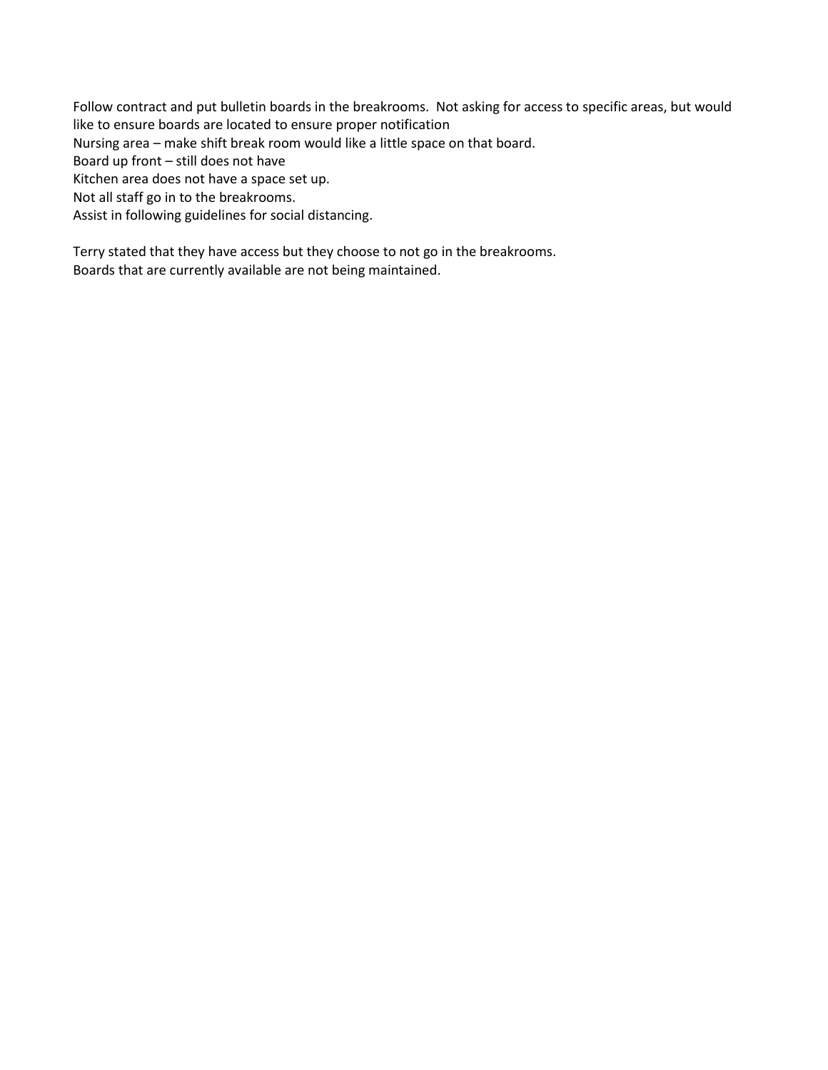Follow contract and put bulletin boards in the breakrooms. Not asking for access to specific areas, but would like to ensure boards are located to ensure proper notification
Nursing area – make shift break room would like a little space on that board.
Board up front – still does not have
Kitchen area does not have a space set up.
Not all staff go in to the breakrooms.
Assist in following guidelines for social distancing.

Terry stated that they have access but they choose to not go in the breakrooms.
Boards that are currently available are not being maintained.